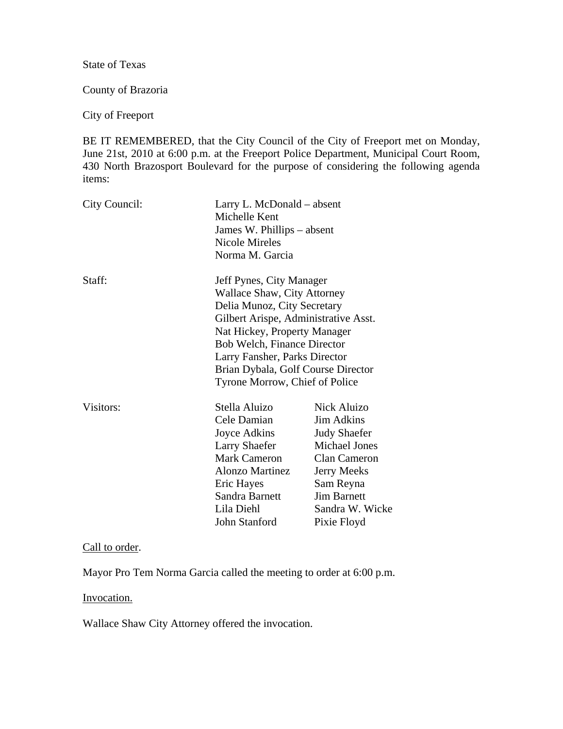State of Texas

County of Brazoria

City of Freeport

BE IT REMEMBERED, that the City Council of the City of Freeport met on Monday, June 21st, 2010 at 6:00 p.m. at the Freeport Police Department, Municipal Court Room, 430 North Brazosport Boulevard for the purpose of considering the following agenda items:

| | | |
|---|---|---|
| City Council: | Larry L. McDonald – absent | |
| | Michelle Kent | |
| | James W. Phillips – absent | |
| | Nicole Mireles | |
| | Norma M. Garcia | |
| Staff: | Jeff Pynes, City Manager | |
| | Wallace Shaw, City Attorney | |
| | Delia Munoz, City Secretary | |
| | Gilbert Arispe, Administrative Asst. | |
| | Nat Hickey, Property Manager | |
| | Bob Welch, Finance Director | |
| | Larry Fansher, Parks Director | |
| | Brian Dybala, Golf Course Director | |
| | Tyrone Morrow, Chief of Police | |
| Visitors: | Stella Aluizo | Nick Aluizo |
| | Cele Damian | Jim Adkins |
| | Joyce Adkins | Judy Shaefer |
| | Larry Shaefer | Michael Jones |
| | Mark Cameron | Clan Cameron |
| | Alonzo Martinez | Jerry Meeks |
| | Eric Hayes | Sam Reyna |
| | Sandra Barnett | Jim Barnett |
| | Lila Diehl | Sandra W. Wicke |
| | John Stanford | Pixie Floyd |

Call to order.

Mayor Pro Tem Norma Garcia called the meeting to order at 6:00 p.m.

Invocation.

Wallace Shaw City Attorney offered the invocation.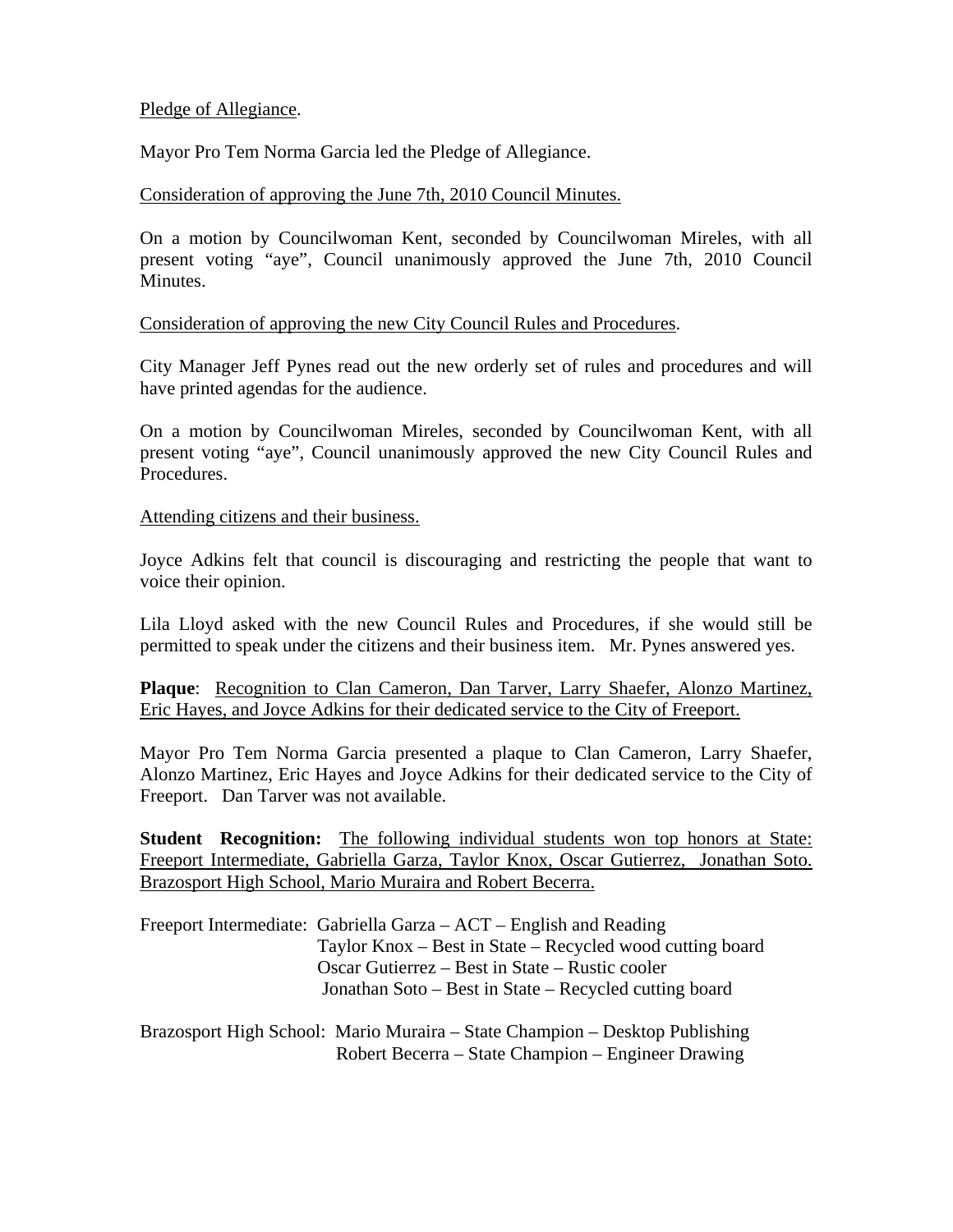Pledge of Allegiance.

Mayor Pro Tem Norma Garcia led the Pledge of Allegiance.

Consideration of approving the June 7th, 2010 Council Minutes.

On a motion by Councilwoman Kent, seconded by Councilwoman Mireles, with all present voting "aye", Council unanimously approved the June 7th, 2010 Council Minutes.

Consideration of approving the new City Council Rules and Procedures.

City Manager Jeff Pynes read out the new orderly set of rules and procedures and will have printed agendas for the audience.

On a motion by Councilwoman Mireles, seconded by Councilwoman Kent, with all present voting "aye", Council unanimously approved the new City Council Rules and Procedures.

Attending citizens and their business.

Joyce Adkins felt that council is discouraging and restricting the people that want to voice their opinion.

Lila Lloyd asked with the new Council Rules and Procedures, if she would still be permitted to speak under the citizens and their business item. Mr. Pynes answered yes.

**Plaque**: Recognition to Clan Cameron, Dan Tarver, Larry Shaefer, Alonzo Martinez, Eric Hayes, and Joyce Adkins for their dedicated service to the City of Freeport.

Mayor Pro Tem Norma Garcia presented a plaque to Clan Cameron, Larry Shaefer, Alonzo Martinez, Eric Hayes and Joyce Adkins for their dedicated service to the City of Freeport. Dan Tarver was not available.

**Student Recognition:** The following individual students won top honors at State: Freeport Intermediate, Gabriella Garza, Taylor Knox, Oscar Gutierrez, Jonathan Soto. Brazosport High School, Mario Muraira and Robert Becerra.

Freeport Intermediate: Gabriella Garza – ACT – English and Reading
Taylor Knox – Best in State – Recycled wood cutting board
Oscar Gutierrez – Best in State – Rustic cooler
Jonathan Soto – Best in State – Recycled cutting board

Brazosport High School: Mario Muraira – State Champion – Desktop Publishing
Robert Becerra – State Champion – Engineer Drawing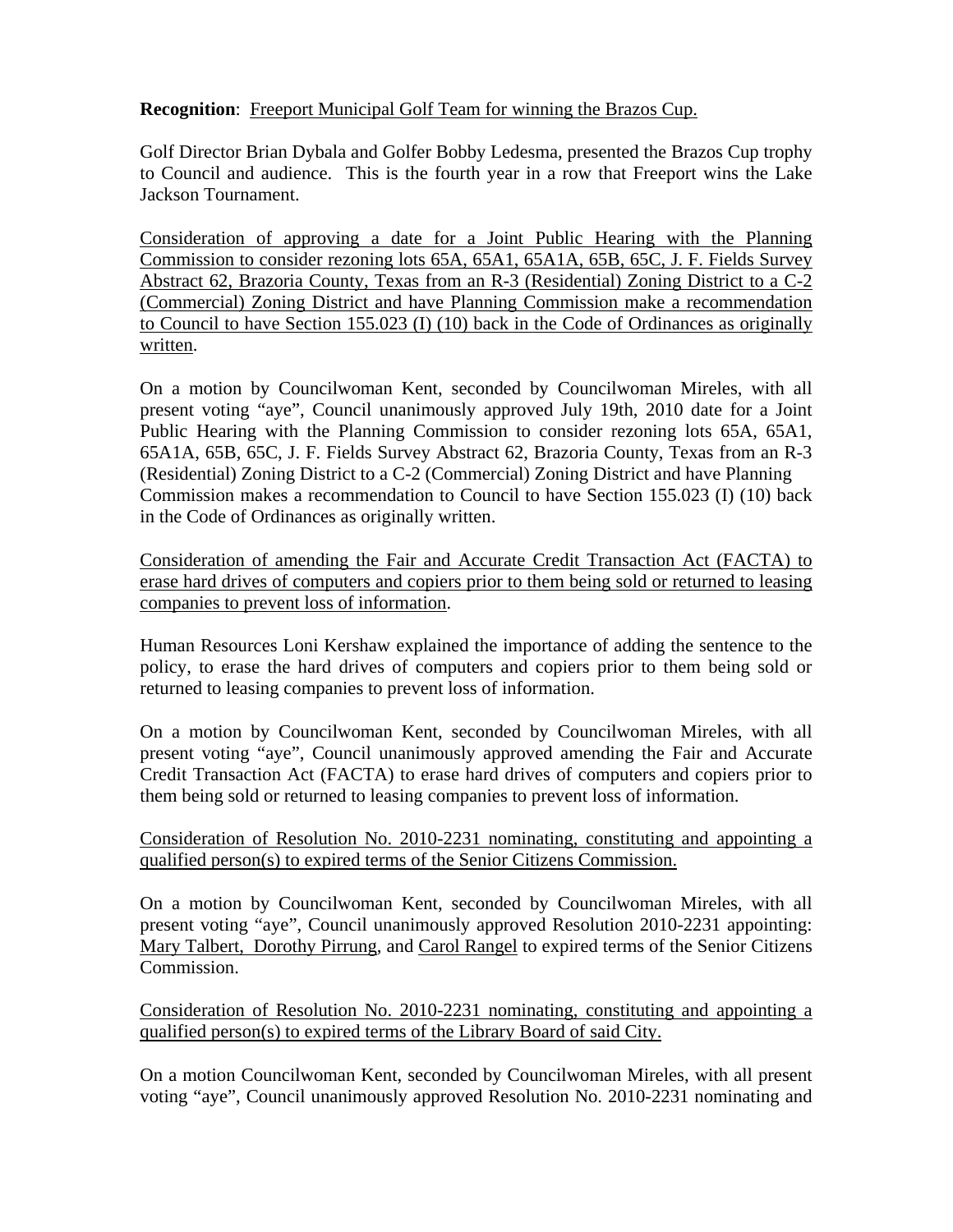**Recognition**: <u>Freeport Municipal Golf Team for winning the Brazos Cup.</u>

Golf Director Brian Dybala and Golfer Bobby Ledesma, presented the Brazos Cup trophy to Council and audience. This is the fourth year in a row that Freeport wins the Lake Jackson Tournament.

<u>Consideration of approving a date for a Joint Public Hearing with the Planning Commission to consider rezoning lots 65A, 65A1, 65A1A, 65B, 65C, J. F. Fields Survey Abstract 62, Brazoria County, Texas from an R-3 (Residential) Zoning District to a C-2 (Commercial) Zoning District and have Planning Commission make a recommendation to Council to have Section 155.023 (I) (10) back in the Code of Ordinances as originally written</u>.

On a motion by Councilwoman Kent, seconded by Councilwoman Mireles, with all present voting "aye", Council unanimously approved July 19th, 2010 date for a Joint Public Hearing with the Planning Commission to consider rezoning lots 65A, 65A1, 65A1A, 65B, 65C, J. F. Fields Survey Abstract 62, Brazoria County, Texas from an R-3 (Residential) Zoning District to a C-2 (Commercial) Zoning District and have Planning Commission makes a recommendation to Council to have Section 155.023 (I) (10) back in the Code of Ordinances as originally written.

<u>Consideration of amending the Fair and Accurate Credit Transaction Act (FACTA) to erase hard drives of computers and copiers prior to them being sold or returned to leasing companies to prevent loss of information</u>.

Human Resources Loni Kershaw explained the importance of adding the sentence to the policy, to erase the hard drives of computers and copiers prior to them being sold or returned to leasing companies to prevent loss of information.

On a motion by Councilwoman Kent, seconded by Councilwoman Mireles, with all present voting "aye", Council unanimously approved amending the Fair and Accurate Credit Transaction Act (FACTA) to erase hard drives of computers and copiers prior to them being sold or returned to leasing companies to prevent loss of information.

<u>Consideration of Resolution No. 2010-2231 nominating, constituting and appointing a qualified person(s) to expired terms of the Senior Citizens Commission.</u>

On a motion by Councilwoman Kent, seconded by Councilwoman Mireles, with all present voting "aye", Council unanimously approved Resolution 2010-2231 appointing: <u>Mary Talbert, Dorothy Pirrung</u>, and <u>Carol Rangel</u> to expired terms of the Senior Citizens Commission.

<u>Consideration of Resolution No. 2010-2231 nominating, constituting and appointing a qualified person(s) to expired terms of the Library Board of said City.</u>

On a motion Councilwoman Kent, seconded by Councilwoman Mireles, with all present voting "aye", Council unanimously approved Resolution No. 2010-2231 nominating and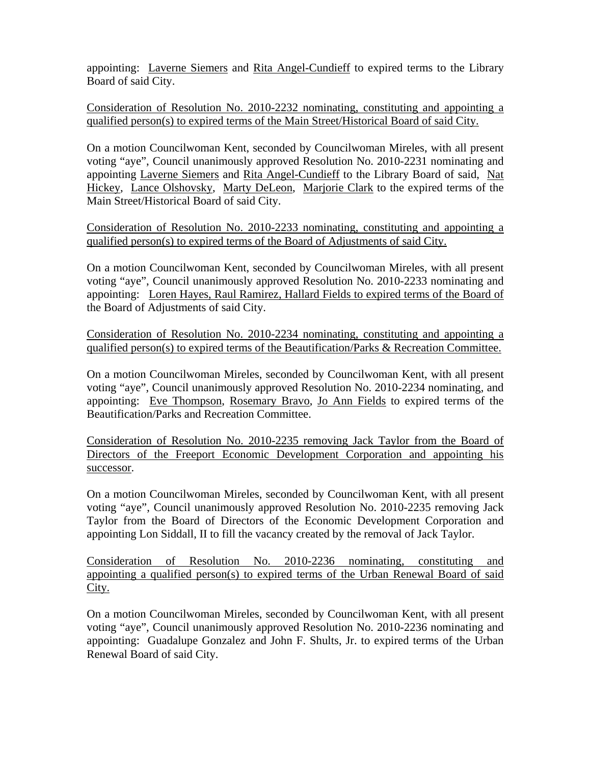appointing: Laverne Siemers and Rita Angel-Cundieff to expired terms to the Library Board of said City.

Consideration of Resolution No. 2010-2232 nominating, constituting and appointing a qualified person(s) to expired terms of the Main Street/Historical Board of said City.

On a motion Councilwoman Kent, seconded by Councilwoman Mireles, with all present voting "aye", Council unanimously approved Resolution No. 2010-2231 nominating and appointing Laverne Siemers and Rita Angel-Cundieff to the Library Board of said, Nat Hickey, Lance Olshovsky, Marty DeLeon, Marjorie Clark to the expired terms of the Main Street/Historical Board of said City.

Consideration of Resolution No. 2010-2233 nominating, constituting and appointing a qualified person(s) to expired terms of the Board of Adjustments of said City.

On a motion Councilwoman Kent, seconded by Councilwoman Mireles, with all present voting "aye", Council unanimously approved Resolution No. 2010-2233 nominating and appointing: Loren Hayes, Raul Ramirez, Hallard Fields to expired terms of the Board of the Board of Adjustments of said City.

Consideration of Resolution No. 2010-2234 nominating, constituting and appointing a qualified person(s) to expired terms of the Beautification/Parks & Recreation Committee.

On a motion Councilwoman Mireles, seconded by Councilwoman Kent, with all present voting "aye", Council unanimously approved Resolution No. 2010-2234 nominating, and appointing: Eve Thompson, Rosemary Bravo, Jo Ann Fields to expired terms of the Beautification/Parks and Recreation Committee.

Consideration of Resolution No. 2010-2235 removing Jack Taylor from the Board of Directors of the Freeport Economic Development Corporation and appointing his successor.

On a motion Councilwoman Mireles, seconded by Councilwoman Kent, with all present voting "aye", Council unanimously approved Resolution No. 2010-2235 removing Jack Taylor from the Board of Directors of the Economic Development Corporation and appointing Lon Siddall, II to fill the vacancy created by the removal of Jack Taylor.

Consideration of Resolution No. 2010-2236 nominating, constituting and appointing a qualified person(s) to expired terms of the Urban Renewal Board of said City.

On a motion Councilwoman Mireles, seconded by Councilwoman Kent, with all present voting "aye", Council unanimously approved Resolution No. 2010-2236 nominating and appointing: Guadalupe Gonzalez and John F. Shults, Jr. to expired terms of the Urban Renewal Board of said City.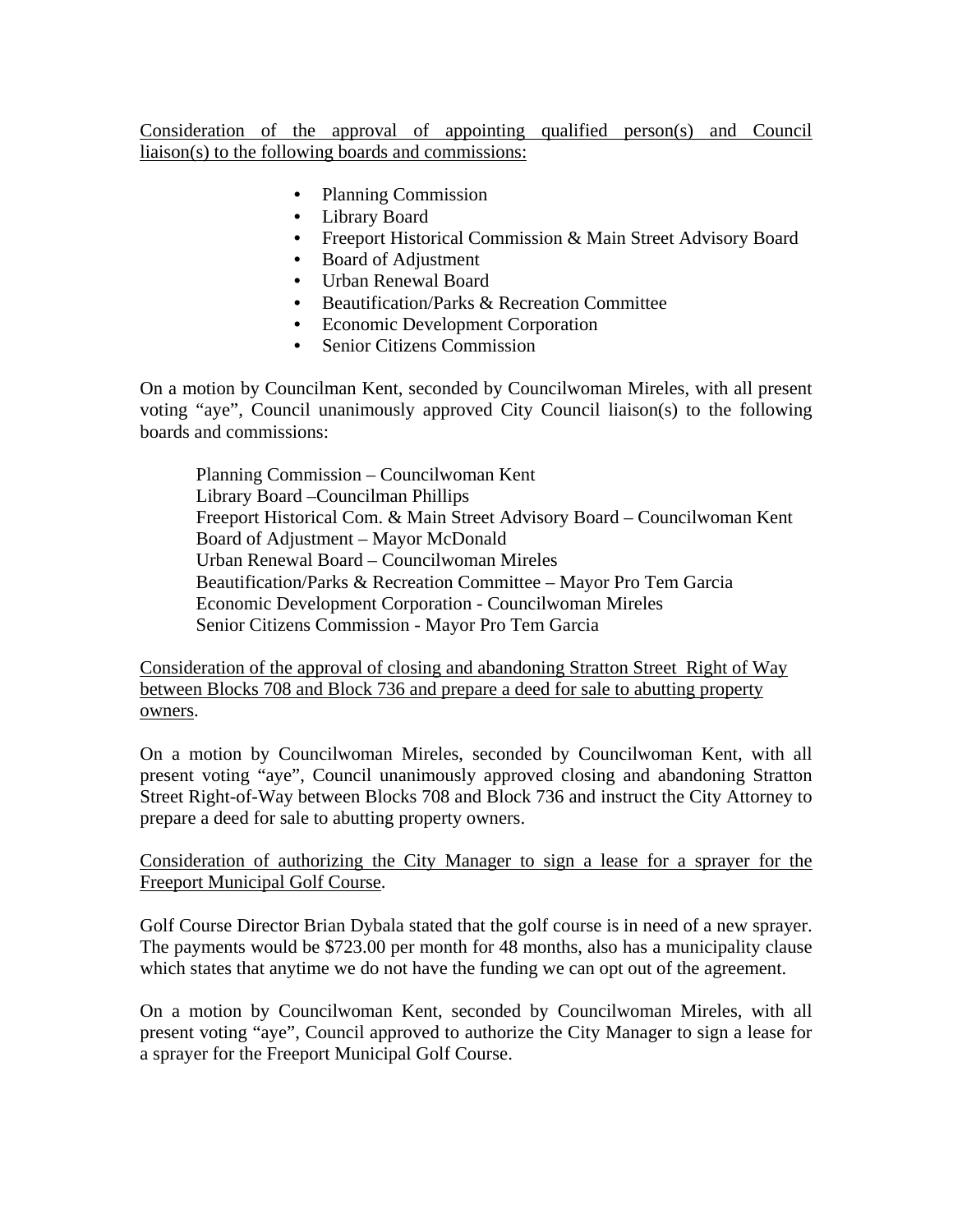<u>Consideration of the approval of appointing qualified person(s) and Council liaison(s) to the following boards and commissions:</u>

- Planning Commission
- Library Board
- Freeport Historical Commission & Main Street Advisory Board
- Board of Adjustment
- Urban Renewal Board
- Beautification/Parks & Recreation Committee
- Economic Development Corporation
- Senior Citizens Commission

On a motion by Councilman Kent, seconded by Councilwoman Mireles, with all present voting "aye", Council unanimously approved City Council liaison(s) to the following boards and commissions:

Planning Commission – Councilwoman Kent
Library Board –Councilman Phillips
Freeport Historical Com. & Main Street Advisory Board – Councilwoman Kent
Board of Adjustment – Mayor McDonald
Urban Renewal Board – Councilwoman Mireles
Beautification/Parks & Recreation Committee – Mayor Pro Tem Garcia
Economic Development Corporation - Councilwoman Mireles
Senior Citizens Commission - Mayor Pro Tem Garcia

<u>Consideration of the approval of closing and abandoning Stratton Street Right of Way between Blocks 708 and Block 736 and prepare a deed for sale to abutting property owners</u>.

On a motion by Councilwoman Mireles, seconded by Councilwoman Kent, with all present voting "aye", Council unanimously approved closing and abandoning Stratton Street Right-of-Way between Blocks 708 and Block 736 and instruct the City Attorney to prepare a deed for sale to abutting property owners.

<u>Consideration of authorizing the City Manager to sign a lease for a sprayer for the Freeport Municipal Golf Course</u>.

Golf Course Director Brian Dybala stated that the golf course is in need of a new sprayer. The payments would be $723.00 per month for 48 months, also has a municipality clause which states that anytime we do not have the funding we can opt out of the agreement.

On a motion by Councilwoman Kent, seconded by Councilwoman Mireles, with all present voting "aye", Council approved to authorize the City Manager to sign a lease for a sprayer for the Freeport Municipal Golf Course.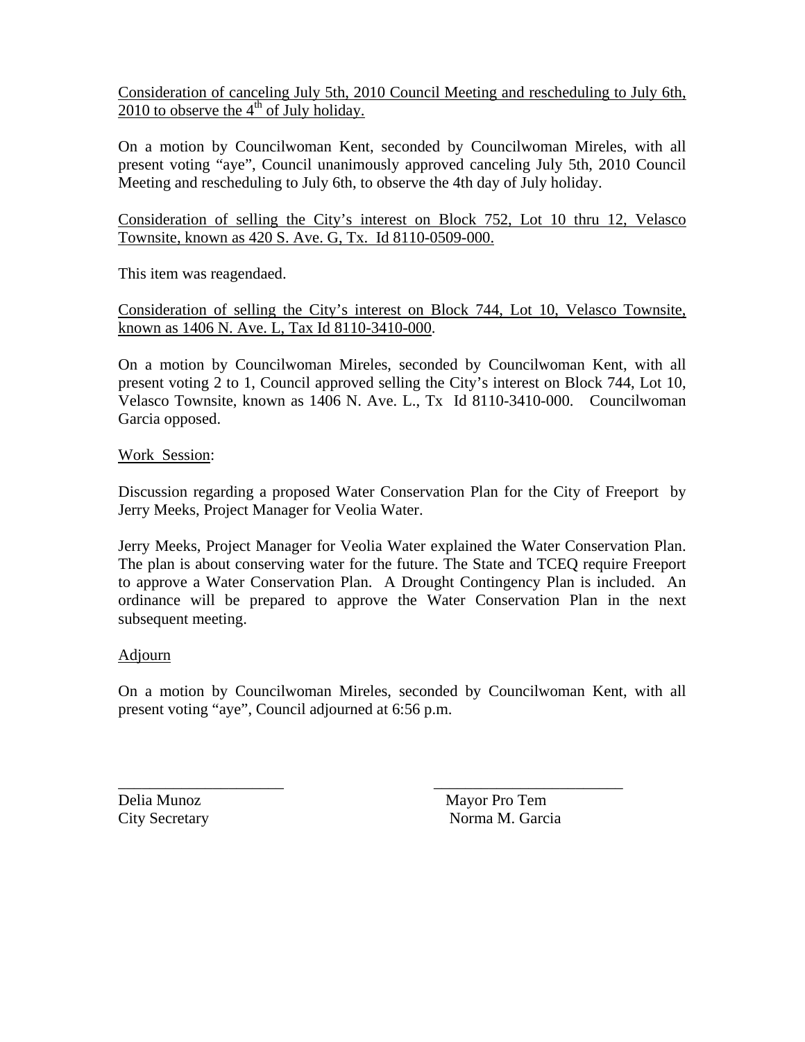Consideration of canceling July 5th, 2010 Council Meeting and rescheduling to July 6th, 2010 to observe the 4th of July holiday.

On a motion by Councilwoman Kent, seconded by Councilwoman Mireles, with all present voting "aye", Council unanimously approved canceling July 5th, 2010 Council Meeting and rescheduling to July 6th, to observe the 4th day of July holiday.

Consideration of selling the City's interest on Block 752, Lot 10 thru 12, Velasco Townsite, known as 420 S. Ave. G, Tx. Id 8110-0509-000.

This item was reagendaed.

Consideration of selling the City's interest on Block 744, Lot 10, Velasco Townsite, known as 1406 N. Ave. L, Tax Id 8110-3410-000.

On a motion by Councilwoman Mireles, seconded by Councilwoman Kent, with all present voting 2 to 1, Council approved selling the City's interest on Block 744, Lot 10, Velasco Townsite, known as 1406 N. Ave. L., Tx Id 8110-3410-000. Councilwoman Garcia opposed.

Work Session:

Discussion regarding a proposed Water Conservation Plan for the City of Freeport by Jerry Meeks, Project Manager for Veolia Water.

Jerry Meeks, Project Manager for Veolia Water explained the Water Conservation Plan. The plan is about conserving water for the future. The State and TCEQ require Freeport to approve a Water Conservation Plan. A Drought Contingency Plan is included. An ordinance will be prepared to approve the Water Conservation Plan in the next subsequent meeting.

Adjourn

On a motion by Councilwoman Mireles, seconded by Councilwoman Kent, with all present voting "aye", Council adjourned at 6:56 p.m.

\_\_\_\_\_\_\_\_\_\_\_\_\_\_\_\_\_\_\_\_\_\_ \_\_\_\_\_\_\_\_\_\_\_\_\_\_\_\_\_\_\_\_\_\_\_\_\_

Delia Munoz
City Secretary

Mayor Pro Tem
Norma M. Garcia